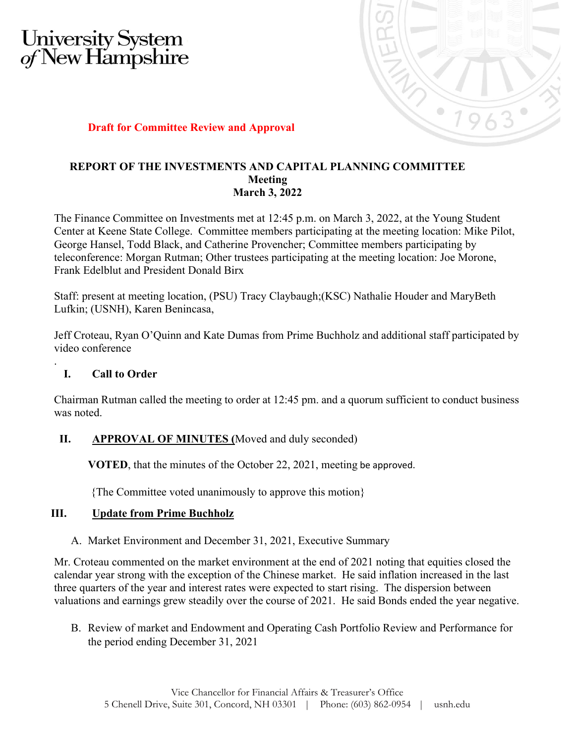University System of New Hampshire

**Draft for Committee Review and Approval**

**REPORT OF THE INVESTMENTS AND CAPITAL PLANNING COMMITTEE**
**Meeting**
**March 3, 2022**

The Finance Committee on Investments met at 12:45 p.m. on March 3, 2022, at the Young Student Center at Keene State College. Committee members participating at the meeting location: Mike Pilot, George Hansel, Todd Black, and Catherine Provencher; Committee members participating by teleconference: Morgan Rutman; Other trustees participating at the meeting location: Joe Morone, Frank Edelblut and President Donald Birx

Staff: present at meeting location, (PSU) Tracy Claybaugh;(KSC) Nathalie Houder and MaryBeth Lufkin; (USNH), Karen Benincasa,

Jeff Croteau, Ryan O'Quinn and Kate Dumas from Prime Buchholz and additional staff participated by video conference

.

## I. Call to Order

Chairman Rutman called the meeting to order at 12:45 pm. and a quorum sufficient to conduct business was noted.

## II. APPROVAL OF MINUTES (Moved and duly seconded)

**VOTED**, that the minutes of the October 22, 2021, meeting be approved.

{The Committee voted unanimously to approve this motion}

## III. Update from Prime Buchholz

A. Market Environment and December 31, 2021, Executive Summary

Mr. Croteau commented on the market environment at the end of 2021 noting that equities closed the calendar year strong with the exception of the Chinese market. He said inflation increased in the last three quarters of the year and interest rates were expected to start rising. The dispersion between valuations and earnings grew steadily over the course of 2021. He said Bonds ended the year negative.

B. Review of market and Endowment and Operating Cash Portfolio Review and Performance for the period ending December 31, 2021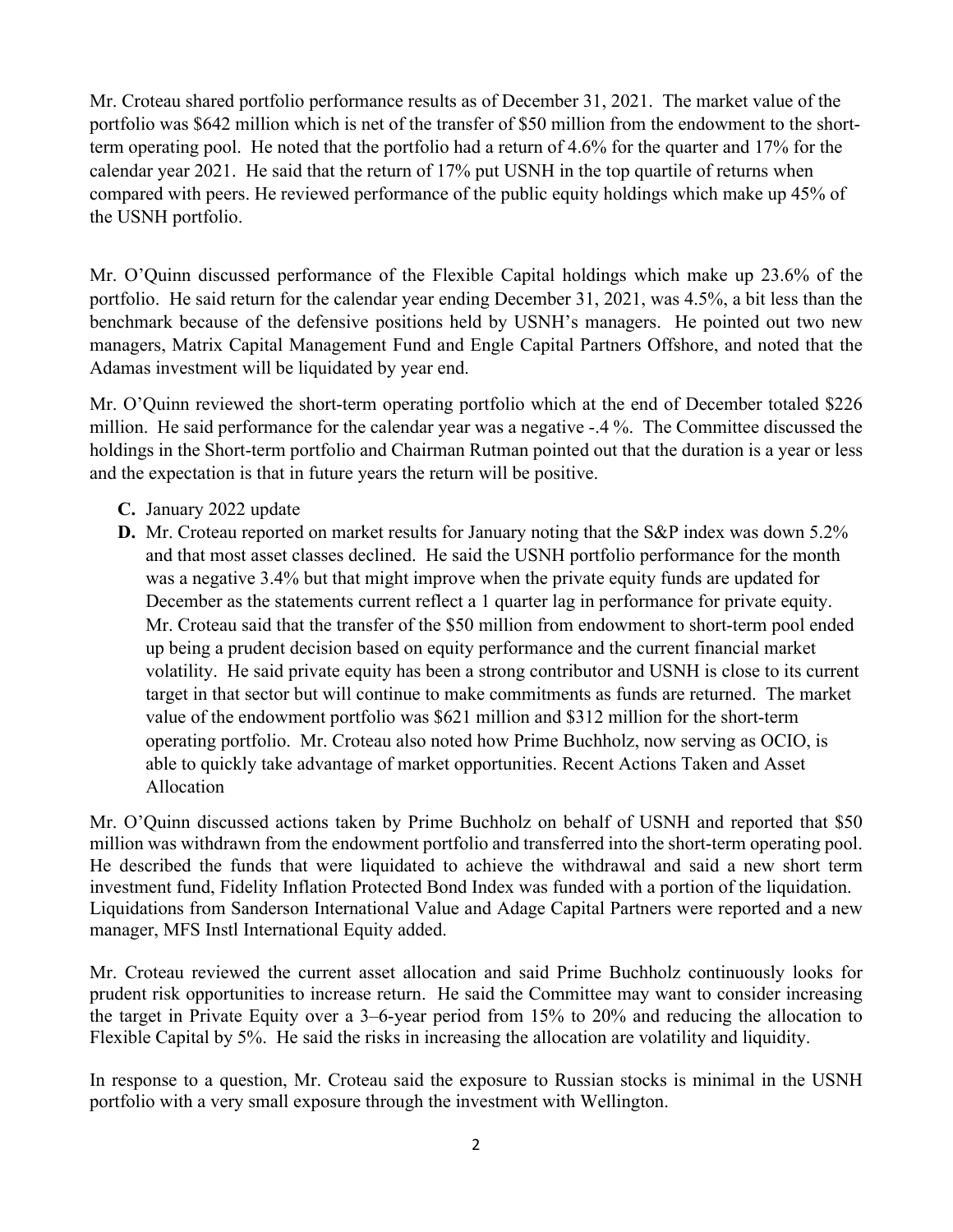Mr. Croteau shared portfolio performance results as of December 31, 2021. The market value of the portfolio was $642 million which is net of the transfer of $50 million from the endowment to the short-term operating pool. He noted that the portfolio had a return of 4.6% for the quarter and 17% for the calendar year 2021. He said that the return of 17% put USNH in the top quartile of returns when compared with peers. He reviewed performance of the public equity holdings which make up 45% of the USNH portfolio.

Mr. O'Quinn discussed performance of the Flexible Capital holdings which make up 23.6% of the portfolio. He said return for the calendar year ending December 31, 2021, was 4.5%, a bit less than the benchmark because of the defensive positions held by USNH's managers. He pointed out two new managers, Matrix Capital Management Fund and Engle Capital Partners Offshore, and noted that the Adamas investment will be liquidated by year end.

Mr. O'Quinn reviewed the short-term operating portfolio which at the end of December totaled $226 million. He said performance for the calendar year was a negative -.4 %. The Committee discussed the holdings in the Short-term portfolio and Chairman Rutman pointed out that the duration is a year or less and the expectation is that in future years the return will be positive.

- **C.** January 2022 update
- **D.** Mr. Croteau reported on market results for January noting that the S&P index was down 5.2% and that most asset classes declined. He said the USNH portfolio performance for the month was a negative 3.4% but that might improve when the private equity funds are updated for December as the statements current reflect a 1 quarter lag in performance for private equity. Mr. Croteau said that the transfer of the $50 million from endowment to short-term pool ended up being a prudent decision based on equity performance and the current financial market volatility. He said private equity has been a strong contributor and USNH is close to its current target in that sector but will continue to make commitments as funds are returned. The market value of the endowment portfolio was $621 million and $312 million for the short-term operating portfolio. Mr. Croteau also noted how Prime Buchholz, now serving as OCIO, is able to quickly take advantage of market opportunities. Recent Actions Taken and Asset Allocation

Mr. O'Quinn discussed actions taken by Prime Buchholz on behalf of USNH and reported that $50 million was withdrawn from the endowment portfolio and transferred into the short-term operating pool. He described the funds that were liquidated to achieve the withdrawal and said a new short term investment fund, Fidelity Inflation Protected Bond Index was funded with a portion of the liquidation. Liquidations from Sanderson International Value and Adage Capital Partners were reported and a new manager, MFS Instl International Equity added.

Mr. Croteau reviewed the current asset allocation and said Prime Buchholz continuously looks for prudent risk opportunities to increase return. He said the Committee may want to consider increasing the target in Private Equity over a 3–6-year period from 15% to 20% and reducing the allocation to Flexible Capital by 5%. He said the risks in increasing the allocation are volatility and liquidity.

In response to a question, Mr. Croteau said the exposure to Russian stocks is minimal in the USNH portfolio with a very small exposure through the investment with Wellington.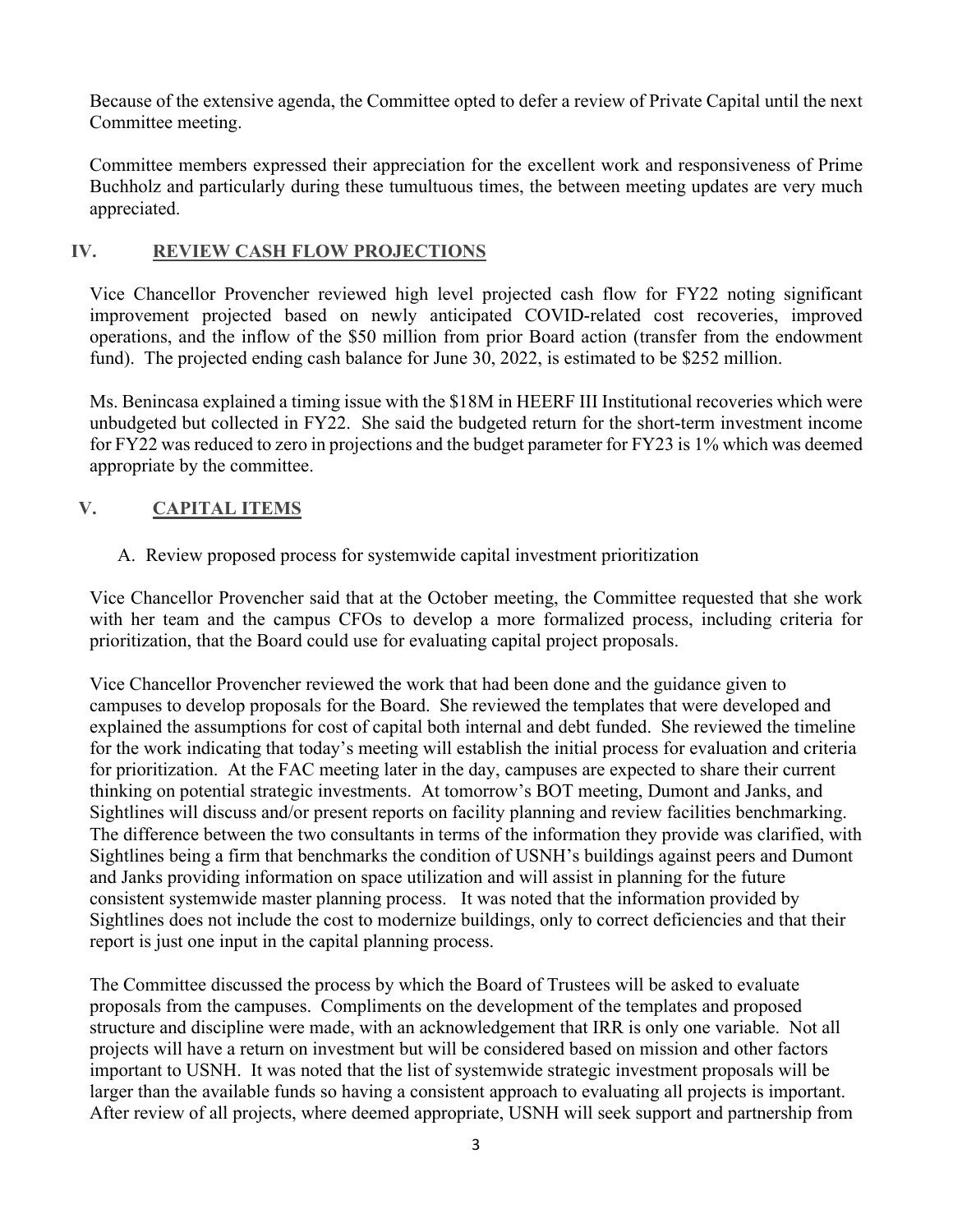Because of the extensive agenda, the Committee opted to defer a review of Private Capital until the next Committee meeting.

Committee members expressed their appreciation for the excellent work and responsiveness of Prime Buchholz and particularly during these tumultuous times, the between meeting updates are very much appreciated.

## IV. REVIEW CASH FLOW PROJECTIONS

Vice Chancellor Provencher reviewed high level projected cash flow for FY22 noting significant improvement projected based on newly anticipated COVID-related cost recoveries, improved operations, and the inflow of the $50 million from prior Board action (transfer from the endowment fund). The projected ending cash balance for June 30, 2022, is estimated to be $252 million.

Ms. Benincasa explained a timing issue with the $18M in HEERF III Institutional recoveries which were unbudgeted but collected in FY22. She said the budgeted return for the short-term investment income for FY22 was reduced to zero in projections and the budget parameter for FY23 is 1% which was deemed appropriate by the committee.

## V. CAPITAL ITEMS

A. Review proposed process for systemwide capital investment prioritization

Vice Chancellor Provencher said that at the October meeting, the Committee requested that she work with her team and the campus CFOs to develop a more formalized process, including criteria for prioritization, that the Board could use for evaluating capital project proposals.

Vice Chancellor Provencher reviewed the work that had been done and the guidance given to campuses to develop proposals for the Board. She reviewed the templates that were developed and explained the assumptions for cost of capital both internal and debt funded. She reviewed the timeline for the work indicating that today's meeting will establish the initial process for evaluation and criteria for prioritization. At the FAC meeting later in the day, campuses are expected to share their current thinking on potential strategic investments. At tomorrow's BOT meeting, Dumont and Janks, and Sightlines will discuss and/or present reports on facility planning and review facilities benchmarking. The difference between the two consultants in terms of the information they provide was clarified, with Sightlines being a firm that benchmarks the condition of USNH's buildings against peers and Dumont and Janks providing information on space utilization and will assist in planning for the future consistent systemwide master planning process. It was noted that the information provided by Sightlines does not include the cost to modernize buildings, only to correct deficiencies and that their report is just one input in the capital planning process.

The Committee discussed the process by which the Board of Trustees will be asked to evaluate proposals from the campuses. Compliments on the development of the templates and proposed structure and discipline were made, with an acknowledgement that IRR is only one variable. Not all projects will have a return on investment but will be considered based on mission and other factors important to USNH. It was noted that the list of systemwide strategic investment proposals will be larger than the available funds so having a consistent approach to evaluating all projects is important. After review of all projects, where deemed appropriate, USNH will seek support and partnership from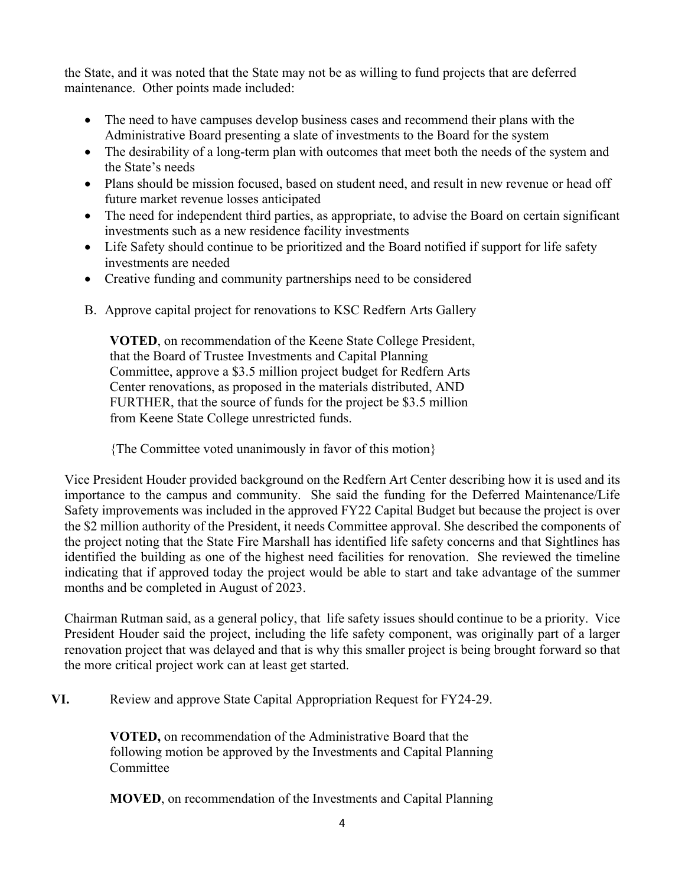the State, and it was noted that the State may not be as willing to fund projects that are deferred maintenance. Other points made included:

- The need to have campuses develop business cases and recommend their plans with the Administrative Board presenting a slate of investments to the Board for the system
- The desirability of a long-term plan with outcomes that meet both the needs of the system and the State's needs
- Plans should be mission focused, based on student need, and result in new revenue or head off future market revenue losses anticipated
- The need for independent third parties, as appropriate, to advise the Board on certain significant investments such as a new residence facility investments
- Life Safety should continue to be prioritized and the Board notified if support for life safety investments are needed
- Creative funding and community partnerships need to be considered

B. Approve capital project for renovations to KSC Redfern Arts Gallery

> **VOTED**, on recommendation of the Keene State College President, that the Board of Trustee Investments and Capital Planning Committee, approve a $3.5 million project budget for Redfern Arts Center renovations, as proposed in the materials distributed, AND FURTHER, that the source of funds for the project be $3.5 million from Keene State College unrestricted funds.
>
> {The Committee voted unanimously in favor of this motion}

Vice President Houder provided background on the Redfern Art Center describing how it is used and its importance to the campus and community. She said the funding for the Deferred Maintenance/Life Safety improvements was included in the approved FY22 Capital Budget but because the project is over the $2 million authority of the President, it needs Committee approval. She described the components of the project noting that the State Fire Marshall has identified life safety concerns and that Sightlines has identified the building as one of the highest need facilities for renovation. She reviewed the timeline indicating that if approved today the project would be able to start and take advantage of the summer months and be completed in August of 2023.

Chairman Rutman said, as a general policy, that life safety issues should continue to be a priority. Vice President Houder said the project, including the life safety component, was originally part of a larger renovation project that was delayed and that is why this smaller project is being brought forward so that the more critical project work can at least get started.

**VI.** Review and approve State Capital Appropriation Request for FY24-29.

> **VOTED,** on recommendation of the Administrative Board that the following motion be approved by the Investments and Capital Planning Committee
>
> **MOVED**, on recommendation of the Investments and Capital Planning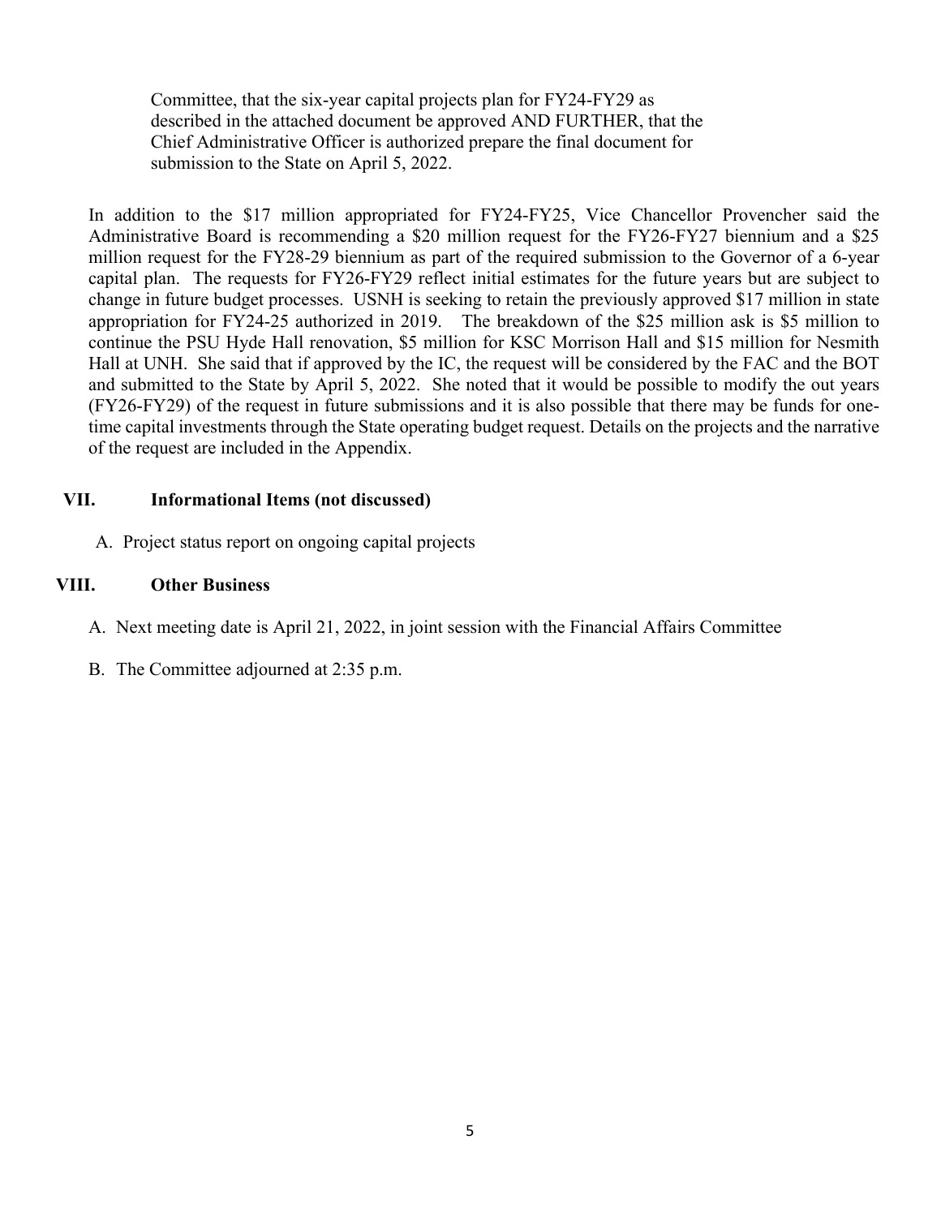Committee, that the six-year capital projects plan for FY24-FY29 as described in the attached document be approved AND FURTHER, that the Chief Administrative Officer is authorized prepare the final document for submission to the State on April 5, 2022.

In addition to the $17 million appropriated for FY24-FY25, Vice Chancellor Provencher said the Administrative Board is recommending a $20 million request for the FY26-FY27 biennium and a $25 million request for the FY28-29 biennium as part of the required submission to the Governor of a 6-year capital plan. The requests for FY26-FY29 reflect initial estimates for the future years but are subject to change in future budget processes. USNH is seeking to retain the previously approved $17 million in state appropriation for FY24-25 authorized in 2019. The breakdown of the $25 million ask is $5 million to continue the PSU Hyde Hall renovation, $5 million for KSC Morrison Hall and $15 million for Nesmith Hall at UNH. She said that if approved by the IC, the request will be considered by the FAC and the BOT and submitted to the State by April 5, 2022. She noted that it would be possible to modify the out years (FY26-FY29) of the request in future submissions and it is also possible that there may be funds for one-time capital investments through the State operating budget request. Details on the projects and the narrative of the request are included in the Appendix.

## VII. Informational Items (not discussed)

A. Project status report on ongoing capital projects

## VIII. Other Business

A. Next meeting date is April 21, 2022, in joint session with the Financial Affairs Committee

B. The Committee adjourned at 2:35 p.m.